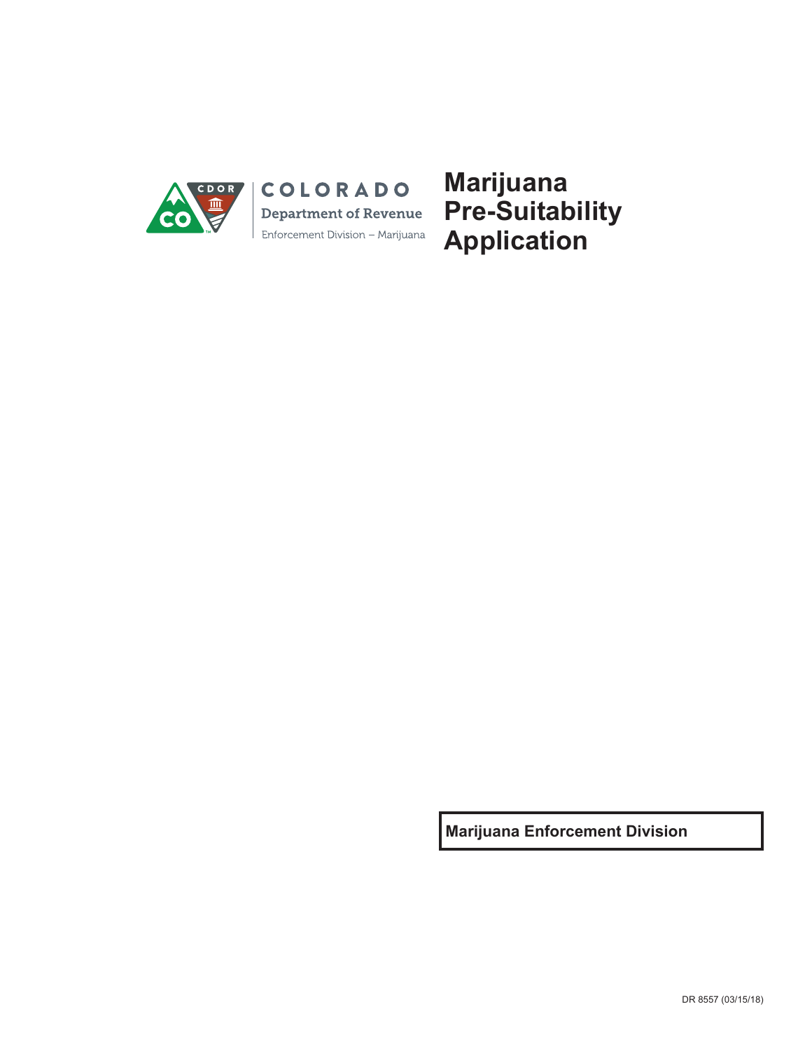COLORADO

Department of Revenue

Enforcement Division – Marijuana

# Marijuana Pre-Suitability Application

**Marijuana Enforcement Division**

DR 8557 (03/15/18)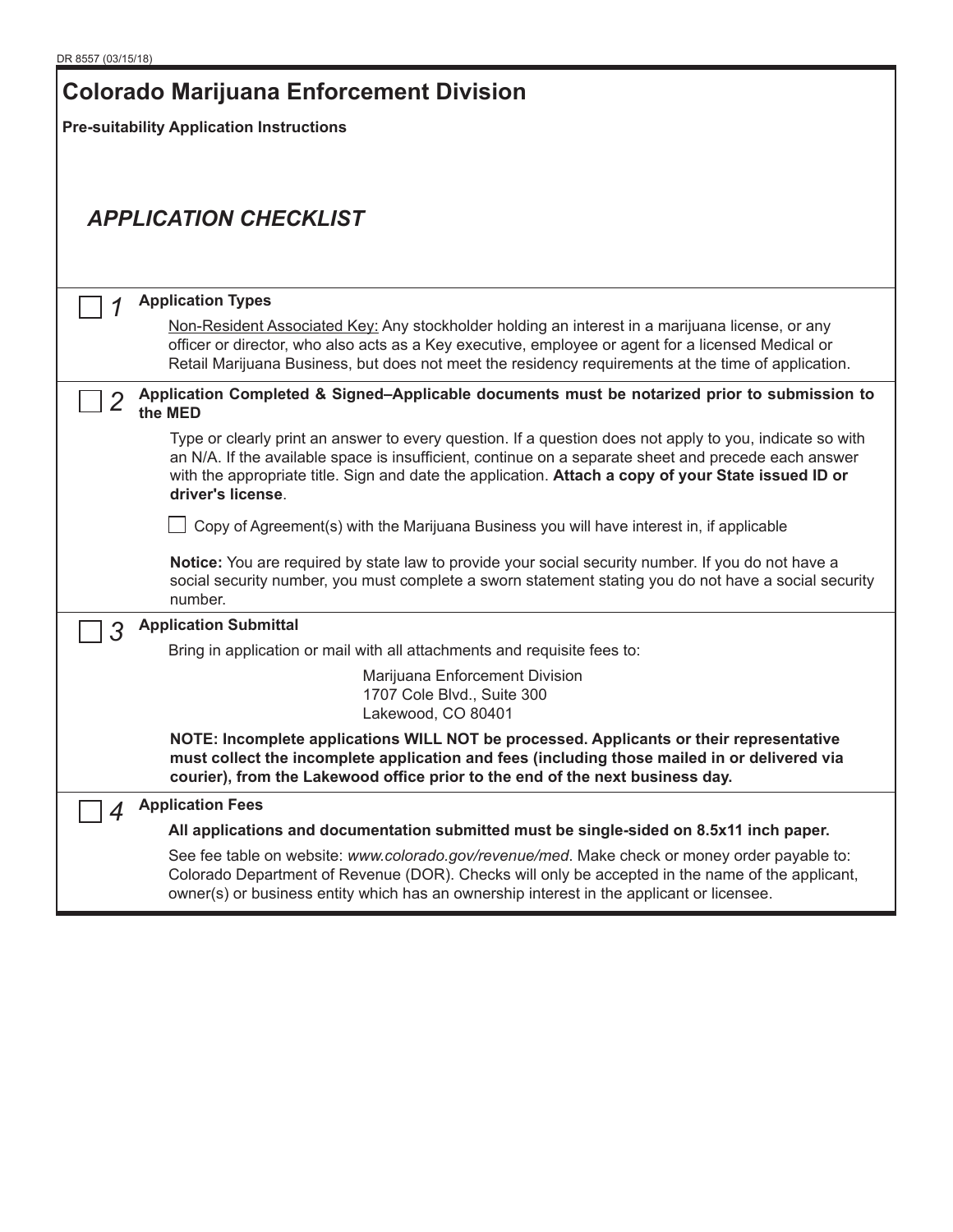# Colorado Marijuana Enforcement Division

**Pre-suitability Application Instructions**

## *APPLICATION CHECKLIST*

☐ *1* **Application Types**

Non-Resident Associated Key: Any stockholder holding an interest in a marijuana license, or any officer or director, who also acts as a Key executive, employee or agent for a licensed Medical or Retail Marijuana Business, but does not meet the residency requirements at the time of application.

☐ *2* **Application Completed & Signed–Applicable documents must be notarized prior to submission to the MED**

Type or clearly print an answer to every question. If a question does not apply to you, indicate so with an N/A. If the available space is insufficient, continue on a separate sheet and precede each answer with the appropriate title. Sign and date the application. **Attach a copy of your State issued ID or driver's license**.

☐ Copy of Agreement(s) with the Marijuana Business you will have interest in, if applicable

**Notice:** You are required by state law to provide your social security number. If you do not have a social security number, you must complete a sworn statement stating you do not have a social security number.

☐ *3* **Application Submittal**

Bring in application or mail with all attachments and requisite fees to:

Marijuana Enforcement Division
1707 Cole Blvd., Suite 300
Lakewood, CO 80401

**NOTE: Incomplete applications WILL NOT be processed. Applicants or their representative must collect the incomplete application and fees (including those mailed in or delivered via courier), from the Lakewood office prior to the end of the next business day.**

☐ *4* **Application Fees**

**All applications and documentation submitted must be single-sided on 8.5x11 inch paper.**

See fee table on website: *www.colorado.gov/revenue/med*. Make check or money order payable to: Colorado Department of Revenue (DOR). Checks will only be accepted in the name of the applicant, owner(s) or business entity which has an ownership interest in the applicant or licensee.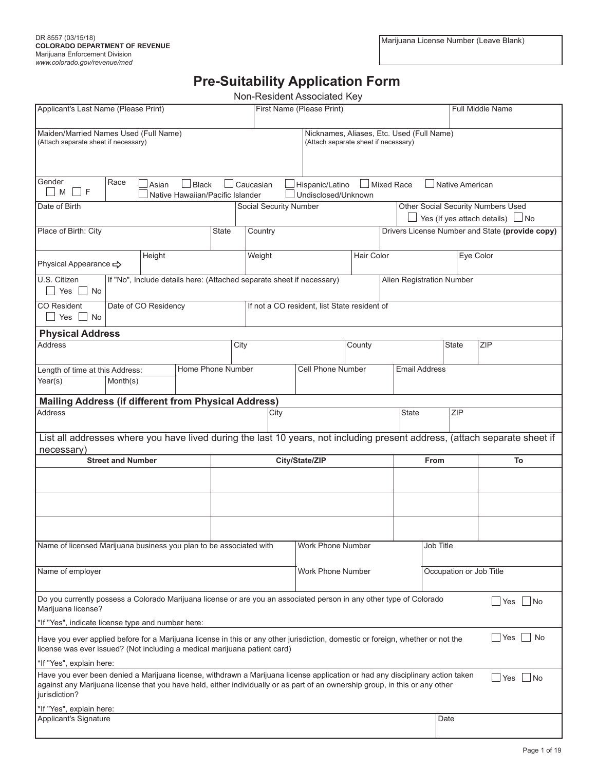DR 8557 (03/15/18)
**COLORADO DEPARTMENT OF REVENUE**
Marijuana Enforcement Division
*www.colorado.gov/revenue/med*

| Marijuana License Number (Leave Blank) |
|---|
| |

# Pre-Suitability Application Form

Non-Resident Associated Key

| Applicant's Last Name (Please Print) | First Name (Please Print) | Full Middle Name |
|---|---|---|
| | | |

| Maiden/Married Names Used (Full Name) (Attach separate sheet if necessary) | Nicknames, Aliases, Etc. Used (Full Name) (Attach separate sheet if necessary) |
|---|---|
| | |

| Gender | Race |
|---|---|
| ☐ M ☐ F | ☐ Asian ☐ Black ☐ Caucasian ☐ Hispanic/Latino ☐ Mixed Race ☐ Native American ☐ Native Hawaiian/Pacific Islander ☐ Undisclosed/Unknown |

| Date of Birth | Social Security Number | Other Social Security Numbers Used ☐ Yes (If yes attach details) ☐ No |
|---|---|---|
| | | |

| Place of Birth: City | State | Country | Drivers License Number and State **(provide copy)** |
|---|---|---|---|
| | | | |

| Physical Appearance ⇨ | Height | Weight | Hair Color | Eye Color |
|---|---|---|---|---|
| | | | | |

| U.S. Citizen ☐ Yes ☐ No | If "No", Include details here: (Attached separate sheet if necessary) | Alien Registration Number |
|---|---|---|
| | | |

| CO Resident ☐ Yes ☐ No | Date of CO Residency | If not a CO resident, list State resident of |
|---|---|---|
| | | |

## Physical Address

| Address | City | County | State | ZIP |
|---|---|---|---|---|
| | | | | |

| Length of time at this Address: Year(s) | Month(s) | Home Phone Number | Cell Phone Number | Email Address |
|---|---|---|---|---|
| | | | | |

## Mailing Address (if different from Physical Address)

| Address | City | State | ZIP |
|---|---|---|---|
| | | | |

List all addresses where you have lived during the last 10 years, not including present address, (attach separate sheet if necessary)

| Street and Number | City/State/ZIP | From | To |
|---|---|---|---|
| | | | |
| | | | |
| | | | |

| Name of licensed Marijuana business you plan to be associated with | Work Phone Number | Job Title |
|---|---|---|
| | | |

| Name of employer | Work Phone Number | Occupation or Job Title |
|---|---|---|
| | | |

Do you currently possess a Colorado Marijuana license or are you an associated person in any other type of Colorado Marijuana license? ☐ Yes ☐ No

*If "Yes", indicate license type and number here:

Have you ever applied before for a Marijuana license in this or any other jurisdiction, domestic or foreign, whether or not the license was ever issued? (Not including a medical marijuana patient card) ☐ Yes ☐ No

*If "Yes", explain here:

Have you ever been denied a Marijuana license, withdrawn a Marijuana license application or had any disciplinary action taken against any Marijuana license that you have held, either individually or as part of an ownership group, in this or any other jurisdiction? ☐ Yes ☐ No

*If "Yes", explain here:

| Applicant's Signature | Date |
|---|---|
| | |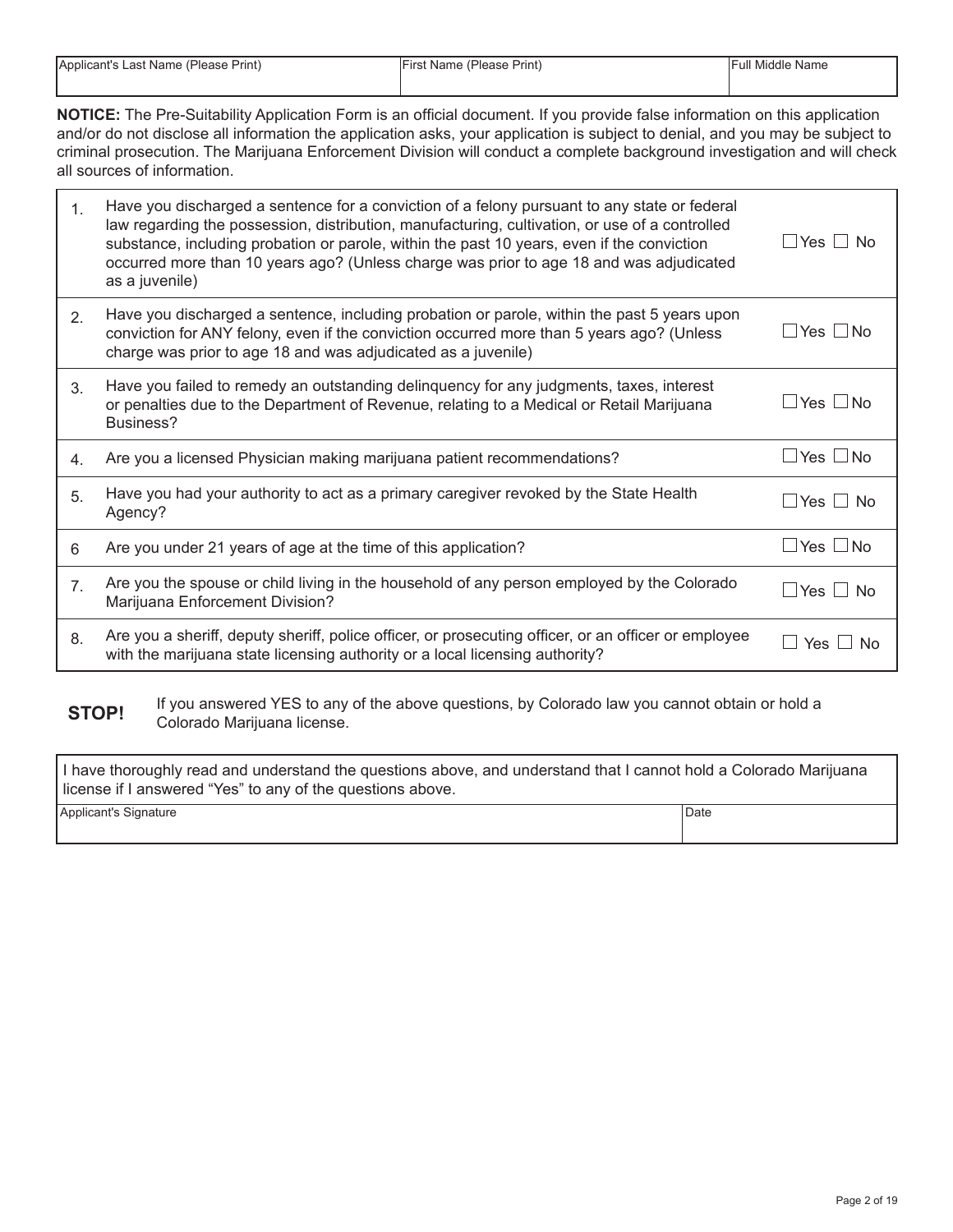| Applicant's Last Name (Please Print) | First Name (Please Print) | Full Middle Name |
| --- | --- | --- |
| | | |

**NOTICE:** The Pre-Suitability Application Form is an official document. If you provide false information on this application and/or do not disclose all information the application asks, your application is subject to denial, and you may be subject to criminal prosecution. The Marijuana Enforcement Division will conduct a complete background investigation and will check all sources of information.

| | | |
| --- | --- | --- |
| 1. | Have you discharged a sentence for a conviction of a felony pursuant to any state or federal law regarding the possession, distribution, manufacturing, cultivation, or use of a controlled substance, including probation or parole, within the past 10 years, even if the conviction occurred more than 10 years ago? (Unless charge was prior to age 18 and was adjudicated as a juvenile) | ☐ Yes ☐ No |
| 2. | Have you discharged a sentence, including probation or parole, within the past 5 years upon conviction for ANY felony, even if the conviction occurred more than 5 years ago? (Unless charge was prior to age 18 and was adjudicated as a juvenile) | ☐ Yes ☐ No |
| 3. | Have you failed to remedy an outstanding delinquency for any judgments, taxes, interest or penalties due to the Department of Revenue, relating to a Medical or Retail Marijuana Business? | ☐ Yes ☐ No |
| 4. | Are you a licensed Physician making marijuana patient recommendations? | ☐ Yes ☐ No |
| 5. | Have you had your authority to act as a primary caregiver revoked by the State Health Agency? | ☐ Yes ☐ No |
| 6 | Are you under 21 years of age at the time of this application? | ☐ Yes ☐ No |
| 7. | Are you the spouse or child living in the household of any person employed by the Colorado Marijuana Enforcement Division? | ☐ Yes ☐ No |
| 8. | Are you a sheriff, deputy sheriff, police officer, or prosecuting officer, or an officer or employee with the marijuana state licensing authority or a local licensing authority? | ☐ Yes ☐ No |

**STOP!** If you answered YES to any of the above questions, by Colorado law you cannot obtain or hold a Colorado Marijuana license.

I have thoroughly read and understand the questions above, and understand that I cannot hold a Colorado Marijuana license if I answered "Yes" to any of the questions above.

| Applicant's Signature | Date |
| --- | --- |
| | |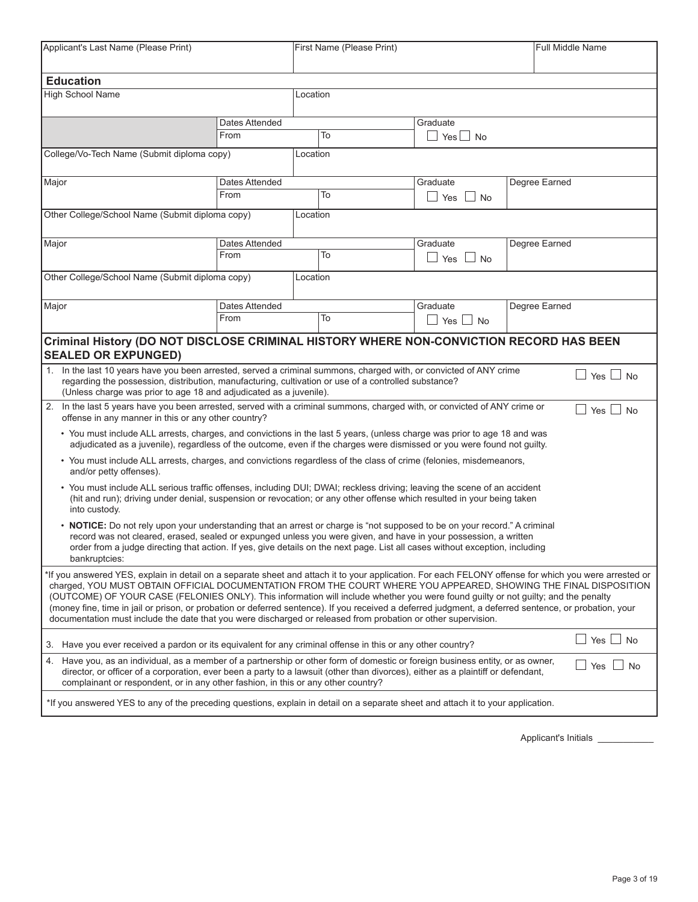| Applicant's Last Name (Please Print) | First Name (Please Print) | Full Middle Name |
|---|---|---|
| | | |

## Education

| High School Name | | Location | | |
|---|---|---|---|---|
| | Dates Attended | | Graduate | |
| | From | To | ☐ Yes ☐ No | |

| College/Vo-Tech Name (Submit diploma copy) | | Location | | |
|---|---|---|---|---|
| Major | Dates Attended | | Graduate | Degree Earned |
| | From | To | ☐ Yes ☐ No | |

| Other College/School Name (Submit diploma copy) | | Location | | |
|---|---|---|---|---|
| Major | Dates Attended | | Graduate | Degree Earned |
| | From | To | ☐ Yes ☐ No | |

| Other College/School Name (Submit diploma copy) | | Location | | |
|---|---|---|---|---|
| Major | Dates Attended | | Graduate | Degree Earned |
| | From | To | ☐ Yes ☐ No | |

## Criminal History (DO NOT DISCLOSE CRIMINAL HISTORY WHERE NON-CONVICTION RECORD HAS BEEN SEALED OR EXPUNGED)

1. In the last 10 years have you been arrested, served a criminal summons, charged with, or convicted of ANY crime regarding the possession, distribution, manufacturing, cultivation or use of a controlled substance? (Unless charge was prior to age 18 and adjudicated as a juvenile). ☐ Yes ☐ No

2. In the last 5 years have you been arrested, served with a criminal summons, charged with, or convicted of ANY crime or offense in any manner in this or any other country? ☐ Yes ☐ No

   - You must include ALL arrests, charges, and convictions in the last 5 years, (unless charge was prior to age 18 and was adjudicated as a juvenile), regardless of the outcome, even if the charges were dismissed or you were found not guilty.
   - You must include ALL arrests, charges, and convictions regardless of the class of crime (felonies, misdemeanors, and/or petty offenses).
   - You must include ALL serious traffic offenses, including DUI; DWAI; reckless driving; leaving the scene of an accident (hit and run); driving under denial, suspension or revocation; or any other offense which resulted in your being taken into custody.
   - **NOTICE:** Do not rely upon your understanding that an arrest or charge is "not supposed to be on your record." A criminal record was not cleared, erased, sealed or expunged unless you were given, and have in your possession, a written order from a judge directing that action. If yes, give details on the next page. List all cases without exception, including bankruptcies:

*If you answered YES, explain in detail on a separate sheet and attach it to your application. For each FELONY offense for which you were arrested or charged, YOU MUST OBTAIN OFFICIAL DOCUMENTATION FROM THE COURT WHERE YOU APPEARED, SHOWING THE FINAL DISPOSITION (OUTCOME) OF YOUR CASE (FELONIES ONLY). This information will include whether you were found guilty or not guilty; and the penalty (money fine, time in jail or prison, or probation or deferred sentence). If you received a deferred judgment, a deferred sentence, or probation, your documentation must include the date that you were discharged or released from probation or other supervision.

3. Have you ever received a pardon or its equivalent for any criminal offense in this or any other country? ☐ Yes ☐ No

4. Have you, as an individual, as a member of a partnership or other form of domestic or foreign business entity, or as owner, director, or officer of a corporation, ever been a party to a lawsuit (other than divorces), either as a plaintiff or defendant, complainant or respondent, or in any other fashion, in this or any other country? ☐ Yes ☐ No

*If you answered YES to any of the preceding questions, explain in detail on a separate sheet and attach it to your application.

Applicant's Initials ___________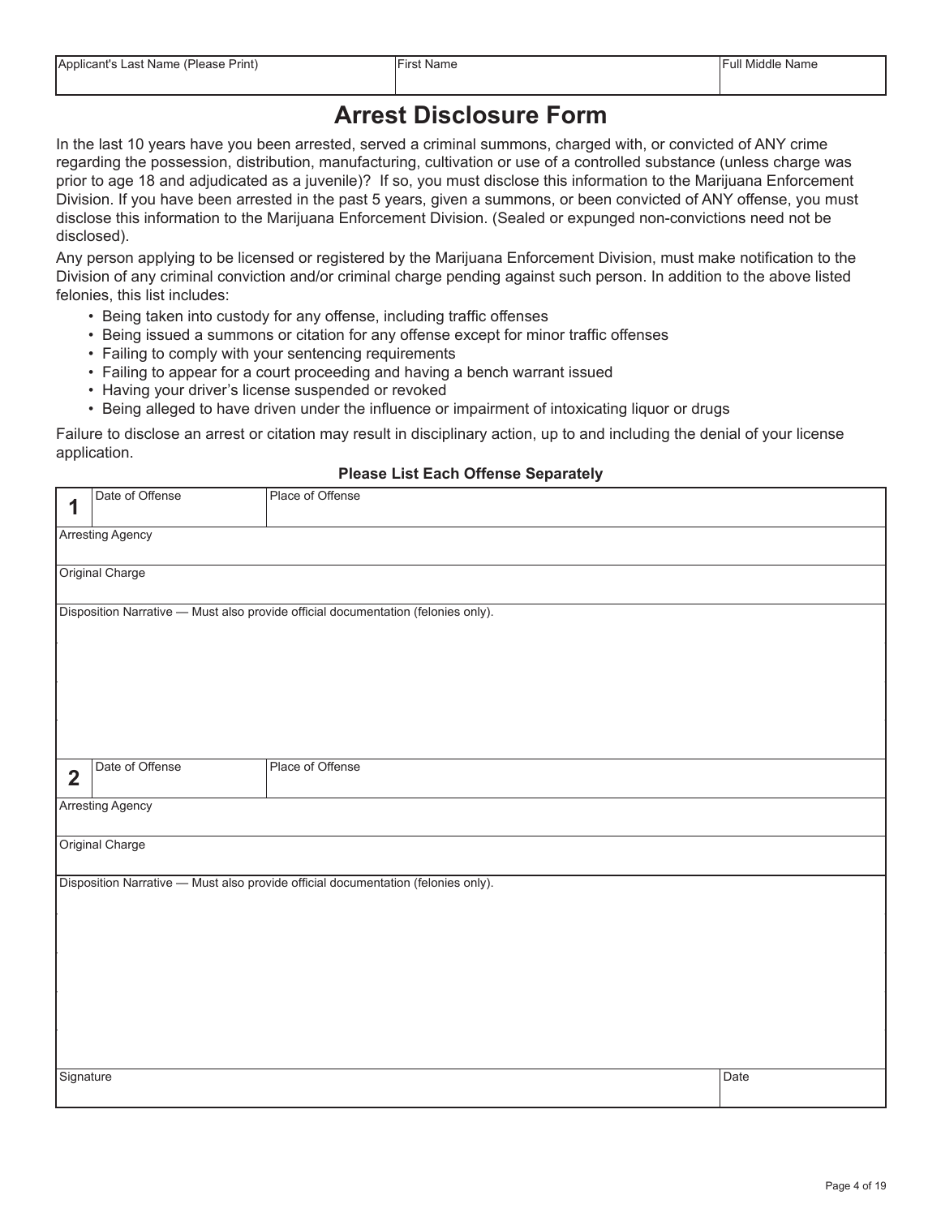| Applicant's Last Name (Please Print) | First Name | Full Middle Name |
|---|---|---|
| | | |

# Arrest Disclosure Form

In the last 10 years have you been arrested, served a criminal summons, charged with, or convicted of ANY crime regarding the possession, distribution, manufacturing, cultivation or use of a controlled substance (unless charge was prior to age 18 and adjudicated as a juvenile)? If so, you must disclose this information to the Marijuana Enforcement Division. If you have been arrested in the past 5 years, given a summons, or been convicted of ANY offense, you must disclose this information to the Marijuana Enforcement Division. (Sealed or expunged non-convictions need not be disclosed).

Any person applying to be licensed or registered by the Marijuana Enforcement Division, must make notification to the Division of any criminal conviction and/or criminal charge pending against such person. In addition to the above listed felonies, this list includes:

- Being taken into custody for any offense, including traffic offenses
- Being issued a summons or citation for any offense except for minor traffic offenses
- Failing to comply with your sentencing requirements
- Failing to appear for a court proceeding and having a bench warrant issued
- Having your driver's license suspended or revoked
- Being alleged to have driven under the influence or impairment of intoxicating liquor or drugs

Failure to disclose an arrest or citation may result in disciplinary action, up to and including the denial of your license application.

**Please List Each Offense Separately**

| **1** | Date of Offense | Place of Offense |
|---|---|---|
| Arresting Agency | | |
| Original Charge | | |
| Disclosure Narrative — Must also provide official documentation (felonies only). | | |

| **2** | Date of Offense | Place of Offense |
|---|---|---|
| Arresting Agency | | |
| Original Charge | | |
| Disposition Narrative — Must also provide official documentation (felonies only). | | |

| Signature | Date |
|---|---|
| | |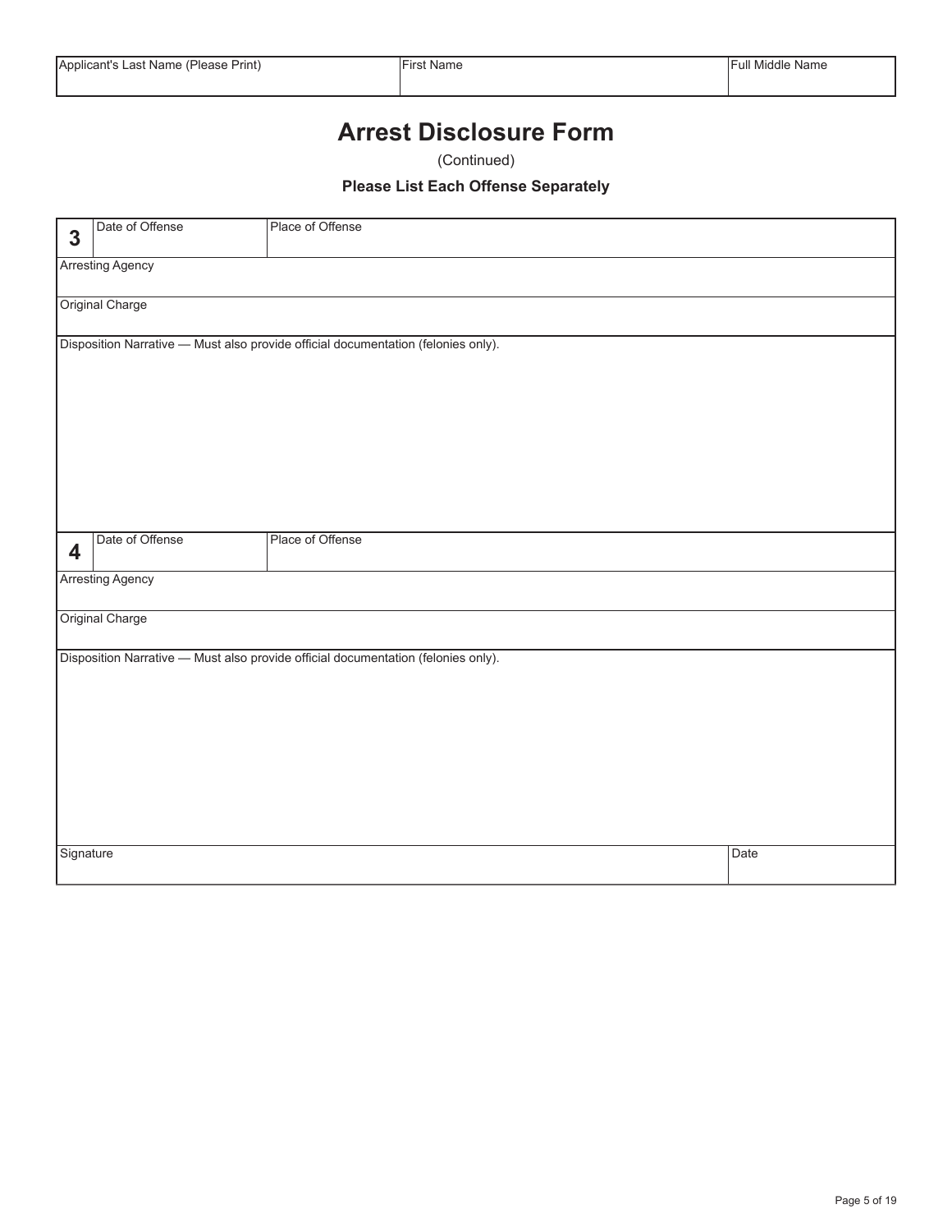| Applicant's Last Name (Please Print) | First Name | Full Middle Name |
|---|---|---|
| | | |

# Arrest Disclosure Form

(Continued)

**Please List Each Offense Separately**

| **3** | Date of Offense | Place of Offense |
|---|---|---|
| Arresting Agency | | |
| Original Charge | | |
| Disposition Narrative — Must also provide official documentation (felonies only). | | |

| **4** | Date of Offense | Place of Offense |
|---|---|---|
| Arresting Agency | | |
| Original Charge | | |
| Disposition Narrative — Must also provide official documentation (felonies only). | | |

| Signature | Date |
|---|---|
| | |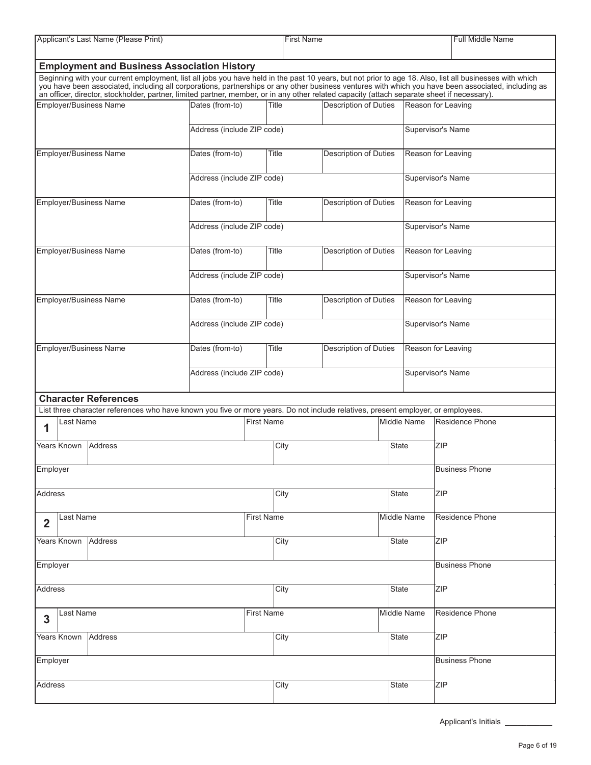| Applicant's Last Name (Please Print) | First Name | Full Middle Name |
|---|---|---|
| | | |

## Employment and Business Association History

Beginning with your current employment, list all jobs you have held in the past 10 years, but not prior to age 18. Also, list all businesses with which you have been associated, including all corporations, partnerships or any other business ventures with which you have been associated, including as an officer, director, stockholder, partner, limited partner, member, or in any other related capacity (attach separate sheet if necessary).

| Employer/Business Name | Dates (from-to) | Title | Description of Duties | Reason for Leaving |
|---|---|---|---|---|
| | Address (include ZIP code) | | | Supervisor's Name |
| Employer/Business Name | Dates (from-to) | Title | Description of Duties | Reason for Leaving |
| | Address (include ZIP code) | | | Supervisor's Name |
| Employer/Business Name | Dates (from-to) | Title | Description of Duties | Reason for Leaving |
| | Address (include ZIP code) | | | Supervisor's Name |
| Employer/Business Name | Dates (from-to) | Title | Description of Duties | Reason for Leaving |
| | Address (include ZIP code) | | | Supervisor's Name |
| Employer/Business Name | Dates (from-to) | Title | Description of Duties | Reason for Leaving |
| | Address (include ZIP code) | | | Supervisor's Name |
| Employer/Business Name | Dates (from-to) | Title | Description of Duties | Reason for Leaving |
| | Address (include ZIP code) | | | Supervisor's Name |

## Character References

List three character references who have known you five or more years. Do not include relatives, present employer, or employees.

| **1** Last Name | | First Name | | Middle Name | Residence Phone |
|---|---|---|---|---|---|
| Years Known | Address | | City | State | ZIP |
| Employer | | | | | Business Phone |
| Address | | | City | State | ZIP |
| **2** Last Name | | First Name | | Middle Name | Residence Phone |
| Years Known | Address | | City | State | ZIP |
| Employer | | | | | Business Phone |
| Address | | | City | State | ZIP |
| **3** Last Name | | First Name | | Middle Name | Residence Phone |
| Years Known | Address | | City | State | ZIP |
| Employer | | | | | Business Phone |
| Address | | | City | State | ZIP |

Applicant's Initials ___________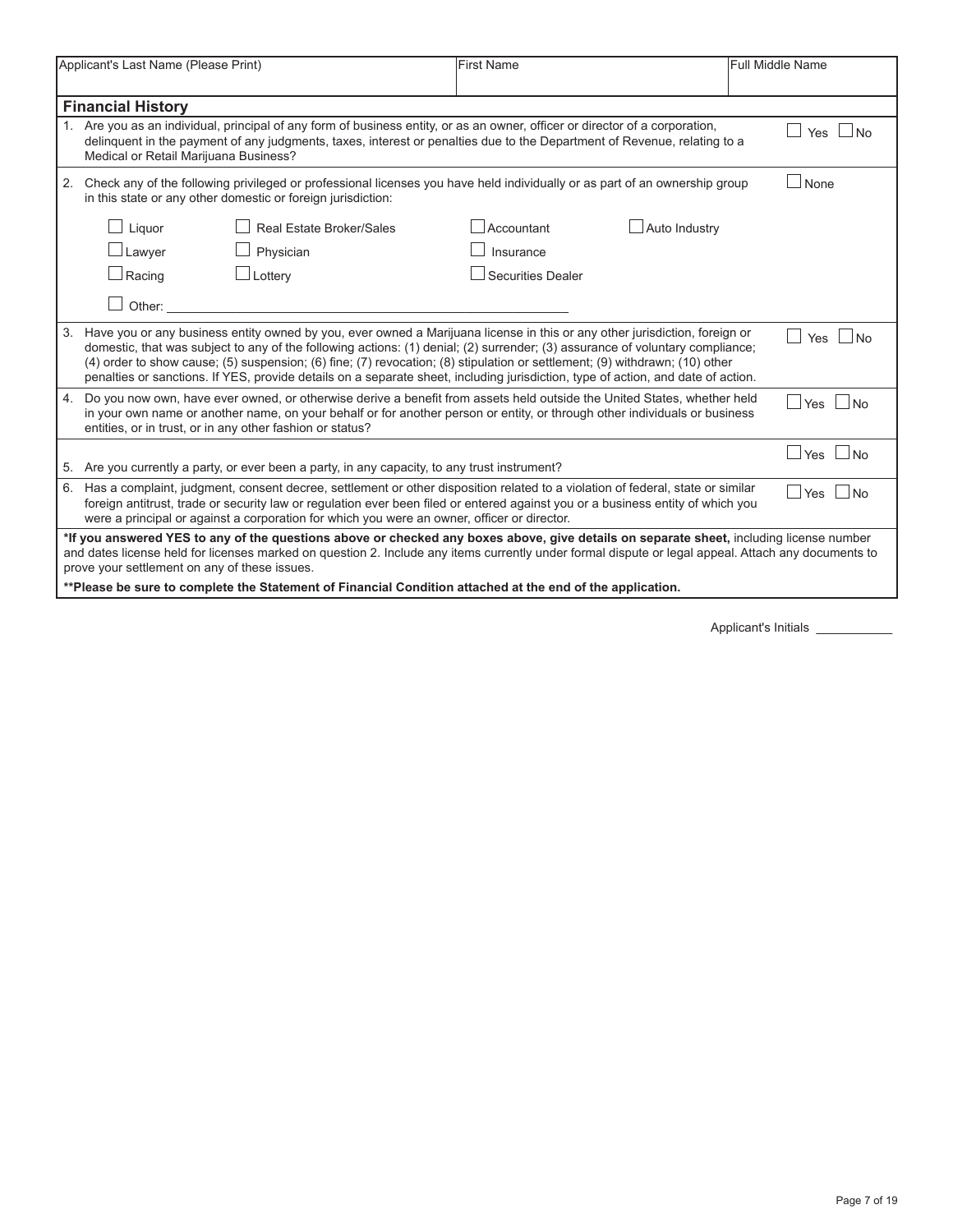| Applicant's Last Name (Please Print) | First Name | Full Middle Name |
|---|---|---|
| | | |

## Financial History

1. Are you as an individual, principal of any form of business entity, or as an owner, officer or director of a corporation, delinquent in the payment of any judgments, taxes, interest or penalties due to the Department of Revenue, relating to a Medical or Retail Marijuana Business? ☐ Yes ☐ No

2. Check any of the following privileged or professional licenses you have held individually or as part of an ownership group in this state or any other domestic or foreign jurisdiction: ☐ None

| | | | |
|---|---|---|---|
| ☐ Liquor | ☐ Real Estate Broker/Sales | ☐ Accountant | ☐ Auto Industry |
| ☐ Lawyer | ☐ Physician | ☐ Insurance | |
| ☐ Racing | ☐ Lottery | ☐ Securities Dealer | |

☐ Other: ___________________________________________

3. Have you or any business entity owned by you, ever owned a Marijuana license in this or any other jurisdiction, foreign or domestic, that was subject to any of the following actions: (1) denial; (2) surrender; (3) assurance of voluntary compliance; (4) order to show cause; (5) suspension; (6) fine; (7) revocation; (8) stipulation or settlement; (9) withdrawn; (10) other penalties or sanctions. If YES, provide details on a separate sheet, including jurisdiction, type of action, and date of action. ☐ Yes ☐ No

4. Do you now own, have ever owned, or otherwise derive a benefit from assets held outside the United States, whether held in your own name or another name, on your behalf or for another person or entity, or through other individuals or business entities, or in trust, or in any other fashion or status? ☐ Yes ☐ No

5. Are you currently a party, or ever been a party, in any capacity, to any trust instrument? ☐ Yes ☐ No

6. Has a complaint, judgment, consent decree, settlement or other disposition related to a violation of federal, state or similar foreign antitrust, trade or security law or regulation ever been filed or entered against you or a business entity of which you were a principal or against a corporation for which you were an owner, officer or director. ☐ Yes ☐ No

***If you answered YES to any of the questions above or checked any boxes above, give details on separate sheet,** including license number and dates license held for licenses marked on question 2. Include any items currently under formal dispute or legal appeal. Attach any documents to prove your settlement on any of these issues.

****Please be sure to complete the Statement of Financial Condition attached at the end of the application.**

Applicant's Initials ___________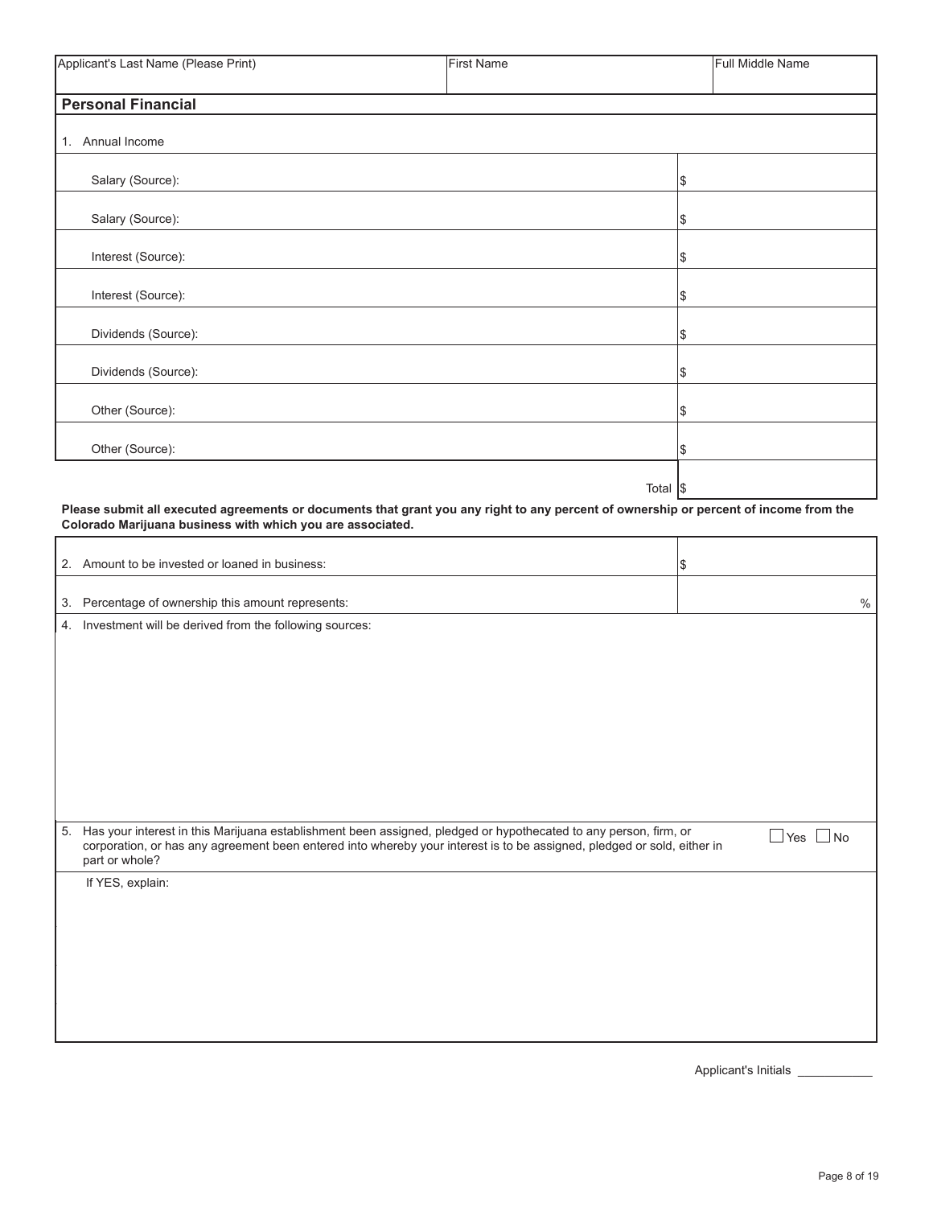| Applicant's Last Name (Please Print) | First Name | Full Middle Name |
| --- | --- | --- |
| | | |

## Personal Financial

| 1. Annual Income | |
| --- | --- |
| Salary (Source): | $ |
| Salary (Source): | $ |
| Interest (Source): | $ |
| Interest (Source): | $ |
| Dividends (Source): | $ |
| Dividends (Source): | $ |
| Other (Source): | $ |
| Other (Source): | $ |
| Total | $ |

**Please submit all executed agreements or documents that grant you any right to any percent of ownership or percent of income from the Colorado Marijuana business with which you are associated.**

| | |
| --- | --- |
| 2. Amount to be invested or loaned in business: | $ |
| 3. Percentage of ownership this amount represents: | % |

4. Investment will be derived from the following sources:

5. Has your interest in this Marijuana establishment been assigned, pledged or hypothecated to any person, firm, or corporation, or has any agreement been entered into whereby your interest is to be assigned, pledged or sold, either in part or whole? ☐ Yes ☐ No

If YES, explain:

Applicant's Initials ___________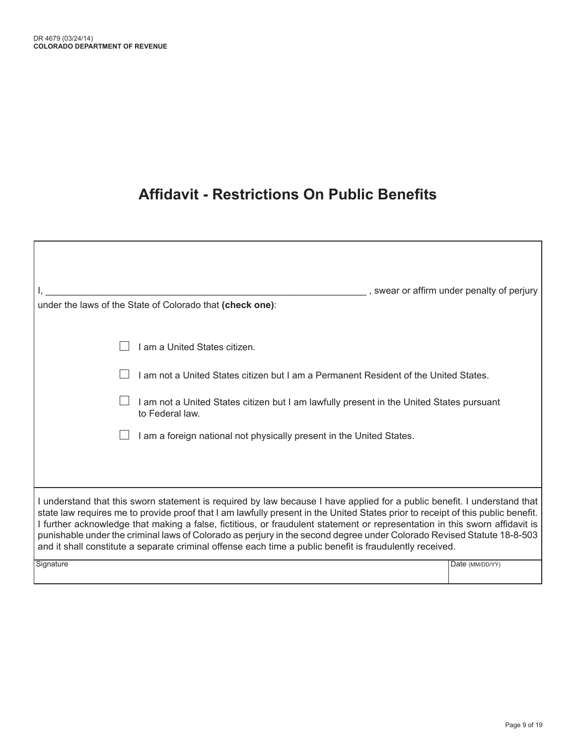DR 4679 (03/24/14)
**COLORADO DEPARTMENT OF REVENUE**

# Affidavit - Restrictions On Public Benefits

I, ______________________________________________________________ , swear or affirm under penalty of perjury under the laws of the State of Colorado that **(check one)**:

- ☐ I am a United States citizen.
- ☐ I am not a United States citizen but I am a Permanent Resident of the United States.
- ☐ I am not a United States citizen but I am lawfully present in the United States pursuant to Federal law.
- ☐ I am a foreign national not physically present in the United States.

I understand that this sworn statement is required by law because I have applied for a public benefit. I understand that state law requires me to provide proof that I am lawfully present in the United States prior to receipt of this public benefit. I further acknowledge that making a false, fictitious, or fraudulent statement or representation in this sworn affidavit is punishable under the criminal laws of Colorado as perjury in the second degree under Colorado Revised Statute 18-8-503 and it shall constitute a separate criminal offense each time a public benefit is fraudulently received.

| Signature | Date (MM/DD/YY) |
| --- | --- |
| | |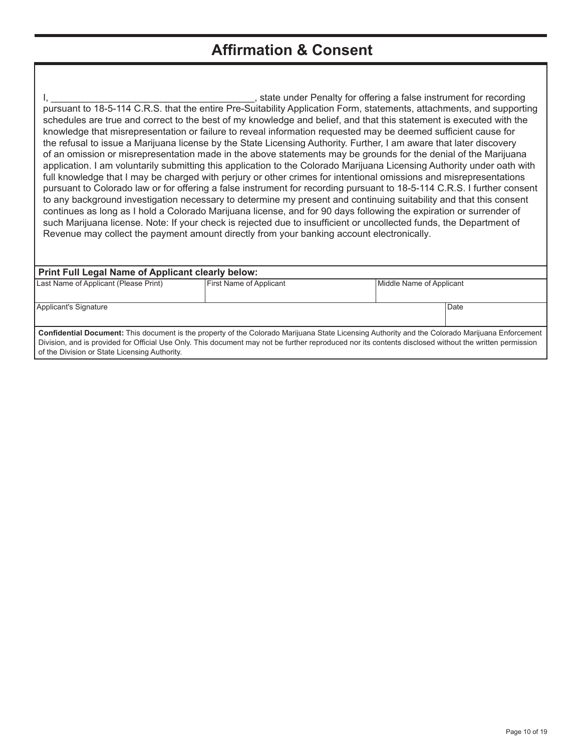## Affirmation & Consent

I, _______________________________________, state under Penalty for offering a false instrument for recording pursuant to 18-5-114 C.R.S. that the entire Pre-Suitability Application Form, statements, attachments, and supporting schedules are true and correct to the best of my knowledge and belief, and that this statement is executed with the knowledge that misrepresentation or failure to reveal information requested may be deemed sufficient cause for the refusal to issue a Marijuana license by the State Licensing Authority. Further, I am aware that later discovery of an omission or misrepresentation made in the above statements may be grounds for the denial of the Marijuana application. I am voluntarily submitting this application to the Colorado Marijuana Licensing Authority under oath with full knowledge that I may be charged with perjury or other crimes for intentional omissions and misrepresentations pursuant to Colorado law or for offering a false instrument for recording pursuant to 18-5-114 C.R.S. I further consent to any background investigation necessary to determine my present and continuing suitability and that this consent continues as long as I hold a Colorado Marijuana license, and for 90 days following the expiration or surrender of such Marijuana license. Note: If your check is rejected due to insufficient or uncollected funds, the Department of Revenue may collect the payment amount directly from your banking account electronically.

| **Print Full Legal Name of Applicant clearly below:** | | | |
|---|---|---|---|
| Last Name of Applicant (Please Print) | First Name of Applicant | Middle Name of Applicant | |
| Applicant's Signature | | | Date |

**Confidential Document:** This document is the property of the Colorado Marijuana State Licensing Authority and the Colorado Marijuana Enforcement Division, and is provided for Official Use Only. This document may not be further reproduced nor its contents disclosed without the written permission of the Division or State Licensing Authority.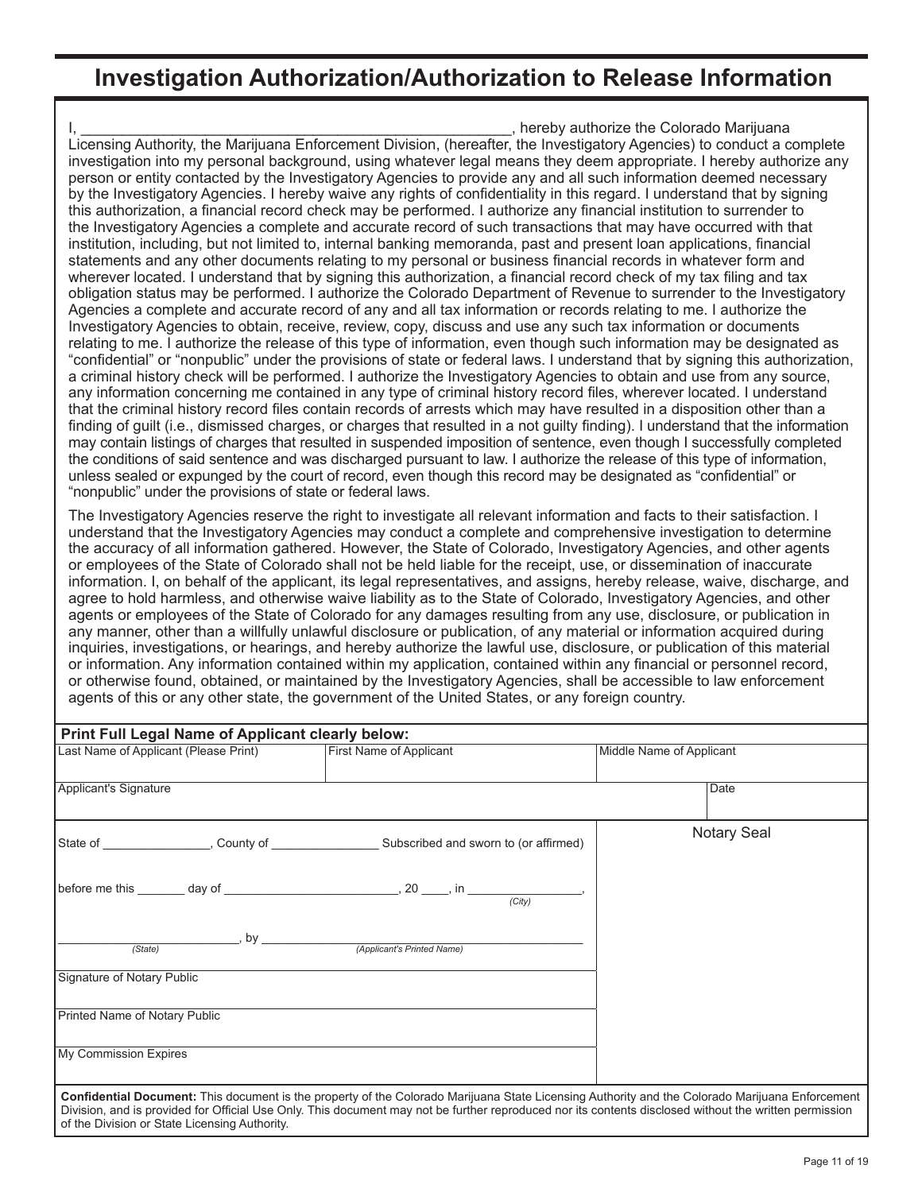# Investigation Authorization/Authorization to Release Information

I, ______________________________________________________, hereby authorize the Colorado Marijuana Licensing Authority, the Marijuana Enforcement Division, (hereafter, the Investigatory Agencies) to conduct a complete investigation into my personal background, using whatever legal means they deem appropriate. I hereby authorize any person or entity contacted by the Investigatory Agencies to provide any and all such information deemed necessary by the Investigatory Agencies. I hereby waive any rights of confidentiality in this regard. I understand that by signing this authorization, a financial record check may be performed. I authorize any financial institution to surrender to the Investigatory Agencies a complete and accurate record of such transactions that may have occurred with that institution, including, but not limited to, internal banking memoranda, past and present loan applications, financial statements and any other documents relating to my personal or business financial records in whatever form and wherever located. I understand that by signing this authorization, a financial record check of my tax filing and tax obligation status may be performed. I authorize the Colorado Department of Revenue to surrender to the Investigatory Agencies a complete and accurate record of any and all tax information or records relating to me. I authorize the Investigatory Agencies to obtain, receive, review, copy, discuss and use any such tax information or documents relating to me. I authorize the release of this type of information, even though such information may be designated as "confidential" or "nonpublic" under the provisions of state or federal laws. I understand that by signing this authorization, a criminal history check will be performed. I authorize the Investigatory Agencies to obtain and use from any source, any information concerning me contained in any type of criminal history record files, wherever located. I understand that the criminal history record files contain records of arrests which may have resulted in a disposition other than a finding of guilt (i.e., dismissed charges, or charges that resulted in a not guilty finding). I understand that the information may contain listings of charges that resulted in suspended imposition of sentence, even though I successfully completed the conditions of said sentence and was discharged pursuant to law. I authorize the release of this type of information, unless sealed or expunged by the court of record, even though this record may be designated as "confidential" or "nonpublic" under the provisions of state or federal laws.

The Investigatory Agencies reserve the right to investigate all relevant information and facts to their satisfaction. I understand that the Investigatory Agencies may conduct a complete and comprehensive investigation to determine the accuracy of all information gathered. However, the State of Colorado, Investigatory Agencies, and other agents or employees of the State of Colorado shall not be held liable for the receipt, use, or dissemination of inaccurate information. I, on behalf of the applicant, its legal representatives, and assigns, hereby release, waive, discharge, and agree to hold harmless, and otherwise waive liability as to the State of Colorado, Investigatory Agencies, and other agents or employees of the State of Colorado for any damages resulting from any use, disclosure, or publication in any manner, other than a willfully unlawful disclosure or publication, of any material or information acquired during inquiries, investigations, or hearings, and hereby authorize the lawful use, disclosure, or publication of this material or information. Any information contained within my application, contained within any financial or personnel record, or otherwise found, obtained, or maintained by the Investigatory Agencies, shall be accessible to law enforcement agents of this or any other state, the government of the United States, or any foreign country.

**Print Full Legal Name of Applicant clearly below:**

| Last Name of Applicant (Please Print) | First Name of Applicant | Middle Name of Applicant |
|---|---|---|
| | | |

| Applicant's Signature | Date |
|---|---|
| | |

State of ________________, County of ________________ Subscribed and sworn to (or affirmed)

before me this _______ day of _________________________, 20 ____, in _________________,
(City)

__________________________, by ______________________________________________
(State) (Applicant's Printed Name)

Signature of Notary Public

Printed Name of Notary Public

My Commission Expires

Notary Seal

**Confidential Document:** This document is the property of the Colorado Marijuana State Licensing Authority and the Colorado Marijuana Enforcement Division, and is provided for Official Use Only. This document may not be further reproduced nor its contents disclosed without the written permission of the Division or State Licensing Authority.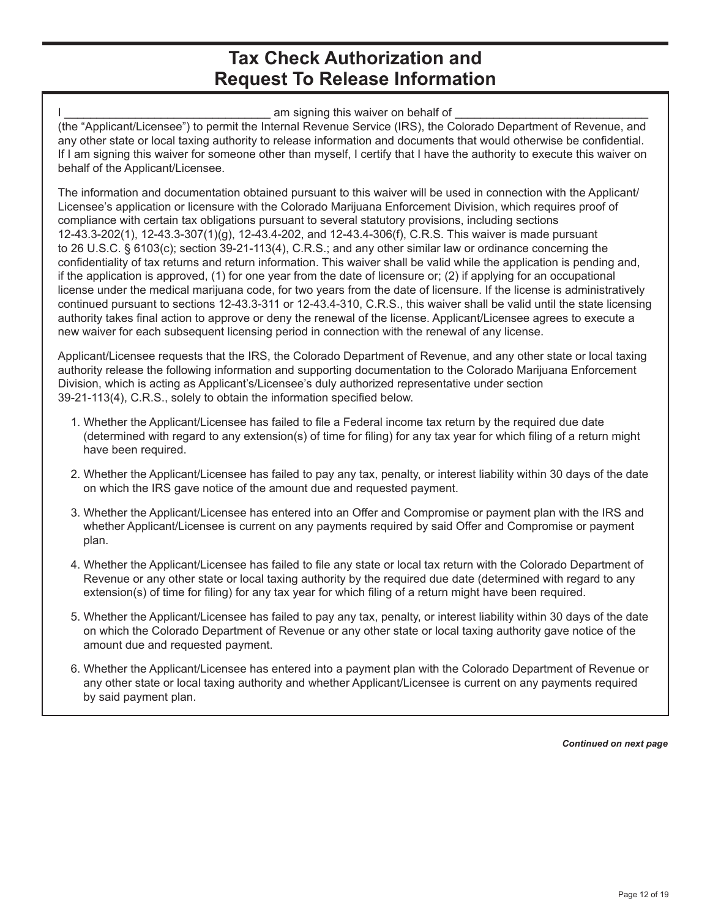# Tax Check Authorization and Request To Release Information

I ________________________________ am signing this waiver on behalf of ______________________________ (the "Applicant/Licensee") to permit the Internal Revenue Service (IRS), the Colorado Department of Revenue, and any other state or local taxing authority to release information and documents that would otherwise be confidential. If I am signing this waiver for someone other than myself, I certify that I have the authority to execute this waiver on behalf of the Applicant/Licensee.

The information and documentation obtained pursuant to this waiver will be used in connection with the Applicant/Licensee's application or licensure with the Colorado Marijuana Enforcement Division, which requires proof of compliance with certain tax obligations pursuant to several statutory provisions, including sections 12-43.3-202(1), 12-43.3-307(1)(g), 12-43.4-202, and 12-43.4-306(f), C.R.S. This waiver is made pursuant to 26 U.S.C. § 6103(c); section 39-21-113(4), C.R.S.; and any other similar law or ordinance concerning the confidentiality of tax returns and return information. This waiver shall be valid while the application is pending and, if the application is approved, (1) for one year from the date of licensure or; (2) if applying for an occupational license under the medical marijuana code, for two years from the date of licensure. If the license is administratively continued pursuant to sections 12-43.3-311 or 12-43.4-310, C.R.S., this waiver shall be valid until the state licensing authority takes final action to approve or deny the renewal of the license. Applicant/Licensee agrees to execute a new waiver for each subsequent licensing period in connection with the renewal of any license.

Applicant/Licensee requests that the IRS, the Colorado Department of Revenue, and any other state or local taxing authority release the following information and supporting documentation to the Colorado Marijuana Enforcement Division, which is acting as Applicant's/Licensee's duly authorized representative under section 39-21-113(4), C.R.S., solely to obtain the information specified below.

1. Whether the Applicant/Licensee has failed to file a Federal income tax return by the required due date (determined with regard to any extension(s) of time for filing) for any tax year for which filing of a return might have been required.
2. Whether the Applicant/Licensee has failed to pay any tax, penalty, or interest liability within 30 days of the date on which the IRS gave notice of the amount due and requested payment.
3. Whether the Applicant/Licensee has entered into an Offer and Compromise or payment plan with the IRS and whether Applicant/Licensee is current on any payments required by said Offer and Compromise or payment plan.
4. Whether the Applicant/Licensee has failed to file any state or local tax return with the Colorado Department of Revenue or any other state or local taxing authority by the required due date (determined with regard to any extension(s) of time for filing) for any tax year for which filing of a return might have been required.
5. Whether the Applicant/Licensee has failed to pay any tax, penalty, or interest liability within 30 days of the date on which the Colorado Department of Revenue or any other state or local taxing authority gave notice of the amount due and requested payment.
6. Whether the Applicant/Licensee has entered into a payment plan with the Colorado Department of Revenue or any other state or local taxing authority and whether Applicant/Licensee is current on any payments required by said payment plan.

***Continued on next page***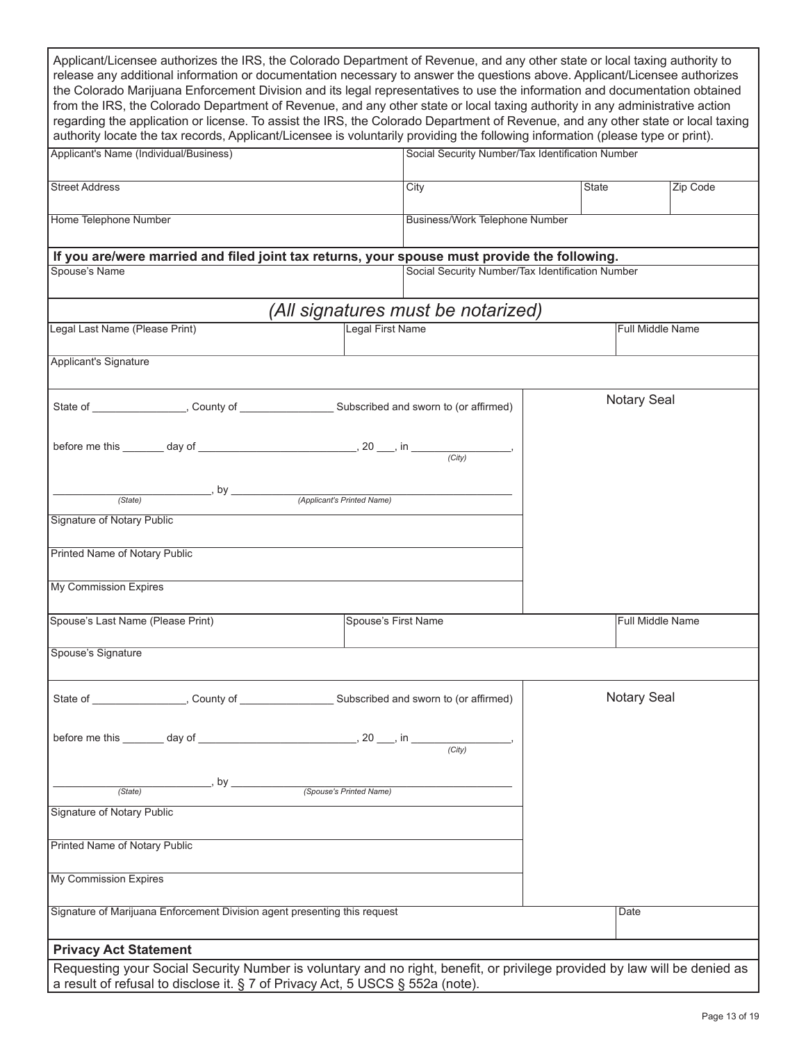Applicant/Licensee authorizes the IRS, the Colorado Department of Revenue, and any other state or local taxing authority to release any additional information or documentation necessary to answer the questions above. Applicant/Licensee authorizes the Colorado Marijuana Enforcement Division and its legal representatives to use the information and documentation obtained from the IRS, the Colorado Department of Revenue, and any other state or local taxing authority in any administrative action regarding the application or license. To assist the IRS, the Colorado Department of Revenue, and any other state or local taxing authority locate the tax records, Applicant/Licensee is voluntarily providing the following information (please type or print).

| Applicant's Name (Individual/Business) | Social Security Number/Tax Identification Number | | |
|---|---|---|---|
| Street Address | City | State | Zip Code |
| Home Telephone Number | Business/Work Telephone Number | | |

**If you are/were married and filed joint tax returns, your spouse must provide the following.**

| Spouse's Name | Social Security Number/Tax Identification Number |
|---|---|
| | |

## *(All signatures must be notarized)*

| Legal Last Name (Please Print) | Legal First Name | Full Middle Name |
|---|---|---|
| Applicant's Signature | | |

State of ________________, County of ________________ Subscribed and sworn to (or affirmed)

before me this _______ day of ___________________________, 20 ___, in _________________,
(City)

___________________________, by ___________________________________________
(State) (Applicant's Printed Name)

Signature of Notary Public

Printed Name of Notary Public

My Commission Expires

Notary Seal

| Spouse's Last Name (Please Print) | Spouse's First Name | Full Middle Name |
|---|---|---|
| Spouse's Signature | | |

State of ________________, County of ________________ Subscribed and sworn to (or affirmed)

before me this _______ day of ___________________________, 20 ___, in _________________,
(City)

___________________________, by ___________________________________________
(State) (Spouse's Printed Name)

Signature of Notary Public

Printed Name of Notary Public

My Commission Expires

Notary Seal

| Signature of Marijuana Enforcement Division agent presenting this request | Date |
|---|---|
| | |

**Privacy Act Statement**

Requesting your Social Security Number is voluntary and no right, benefit, or privilege provided by law will be denied as a result of refusal to disclose it. § 7 of Privacy Act, 5 USCS § 552a (note).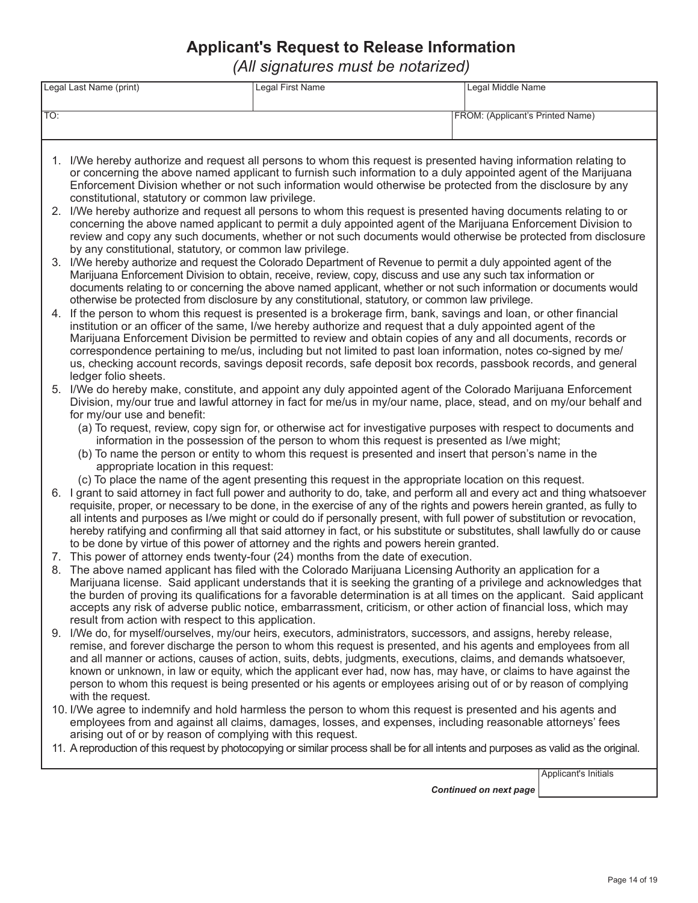# Applicant's Request to Release Information

*(All signatures must be notarized)*

| Legal Last Name (print) | Legal First Name | Legal Middle Name |
|---|---|---|
| | | |

| TO: | FROM: (Applicant's Printed Name) |
|---|---|
| | |

1. I/We hereby authorize and request all persons to whom this request is presented having information relating to or concerning the above named applicant to furnish such information to a duly appointed agent of the Marijuana Enforcement Division whether or not such information would otherwise be protected from the disclosure by any constitutional, statutory or common law privilege.
2. I/We hereby authorize and request all persons to whom this request is presented having documents relating to or concerning the above named applicant to permit a duly appointed agent of the Marijuana Enforcement Division to review and copy any such documents, whether or not such documents would otherwise be protected from disclosure by any constitutional, statutory, or common law privilege.
3. I/We hereby authorize and request the Colorado Department of Revenue to permit a duly appointed agent of the Marijuana Enforcement Division to obtain, receive, review, copy, discuss and use any such tax information or documents relating to or concerning the above named applicant, whether or not such information or documents would otherwise be protected from disclosure by any constitutional, statutory, or common law privilege.
4. If the person to whom this request is presented is a brokerage firm, bank, savings and loan, or other financial institution or an officer of the same, I/we hereby authorize and request that a duly appointed agent of the Marijuana Enforcement Division be permitted to review and obtain copies of any and all documents, records or correspondence pertaining to me/us, including but not limited to past loan information, notes co-signed by me/us, checking account records, savings deposit records, safe deposit box records, passbook records, and general ledger folio sheets.
5. I/We do hereby make, constitute, and appoint any duly appointed agent of the Colorado Marijuana Enforcement Division, my/our true and lawful attorney in fact for me/us in my/our name, place, stead, and on my/our behalf and for my/our use and benefit:
   (a) To request, review, copy sign for, or otherwise act for investigative purposes with respect to documents and information in the possession of the person to whom this request is presented as I/we might;
   (b) To name the person or entity to whom this request is presented and insert that person's name in the appropriate location in this request:
   (c) To place the name of the agent presenting this request in the appropriate location on this request.
6. I grant to said attorney in fact full power and authority to do, take, and perform all and every act and thing whatsoever requisite, proper, or necessary to be done, in the exercise of any of the rights and powers herein granted, as fully to all intents and purposes as I/we might or could do if personally present, with full power of substitution or revocation, hereby ratifying and confirming all that said attorney in fact, or his substitute or substitutes, shall lawfully do or cause to be done by virtue of this power of attorney and the rights and powers herein granted.
7. This power of attorney ends twenty-four (24) months from the date of execution.
8. The above named applicant has filed with the Colorado Marijuana Licensing Authority an application for a Marijuana license. Said applicant understands that it is seeking the granting of a privilege and acknowledges that the burden of proving its qualifications for a favorable determination is at all times on the applicant. Said applicant accepts any risk of adverse public notice, embarrassment, criticism, or other action of financial loss, which may result from action with respect to this application.
9. I/We do, for myself/ourselves, my/our heirs, executors, administrators, successors, and assigns, hereby release, remise, and forever discharge the person to whom this request is presented, and his agents and employees from all and all manner or actions, causes of action, suits, debts, judgments, executions, claims, and demands whatsoever, known or unknown, in law or equity, which the applicant ever had, now has, may have, or claims to have against the person to whom this request is being presented or his agents or employees arising out of or by reason of complying with the request.
10. I/We agree to indemnify and hold harmless the person to whom this request is presented and his agents and employees from and against all claims, damages, losses, and expenses, including reasonable attorneys' fees arising out of or by reason of complying with this request.
11. A reproduction of this request by photocopying or similar process shall be for all intents and purposes as valid as the original.

*Continued on next page*

| Applicant's Initials |
|---|
| |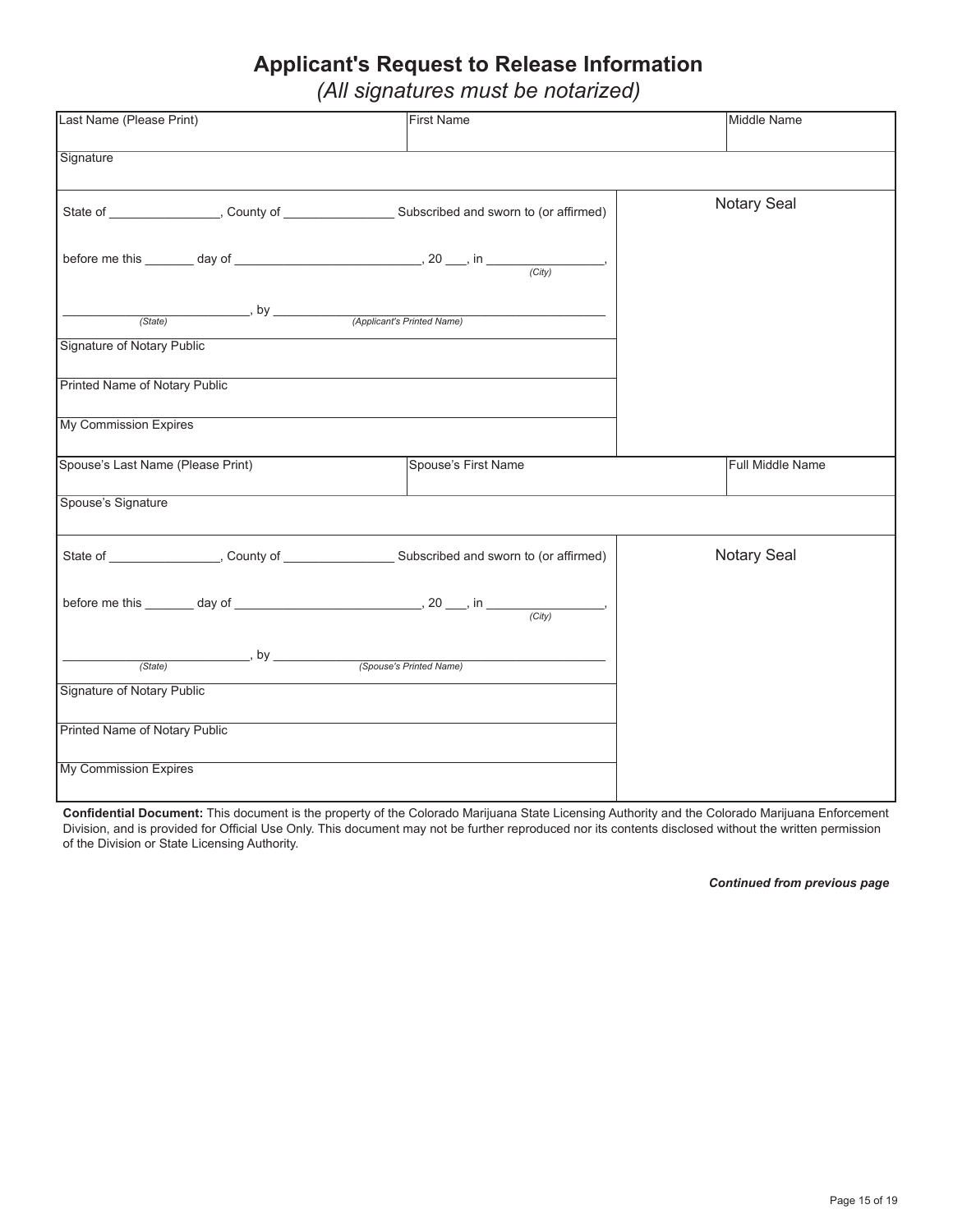# Applicant's Request to Release Information

*(All signatures must be notarized)*

| Last Name (Please Print) | First Name | Middle Name |
|---|---|---|
| | | |

Signature

State of ________________, County of ________________ Subscribed and sworn to (or affirmed)

before me this _______ day of ___________________________, 20 ___, in __________________,
*(City)*

___________________________, by ______________________________________________
*(State)* *(Applicant's Printed Name)*

Notary Seal

Signature of Notary Public

Printed Name of Notary Public

My Commission Expires

| Spouse's Last Name (Please Print) | Spouse's First Name | Full Middle Name |
|---|---|---|
| | | |

Spouse's Signature

State of ________________, County of ________________ Subscribed and sworn to (or affirmed)

before me this _______ day of ___________________________, 20 ___, in __________________,
*(City)*

___________________________, by ______________________________________________
*(State)* *(Spouse's Printed Name)*

Notary Seal

Signature of Notary Public

Printed Name of Notary Public

My Commission Expires

**Confidential Document:** This document is the property of the Colorado Marijuana State Licensing Authority and the Colorado Marijuana Enforcement Division, and is provided for Official Use Only. This document may not be further reproduced nor its contents disclosed without the written permission of the Division or State Licensing Authority.

***Continued from previous page***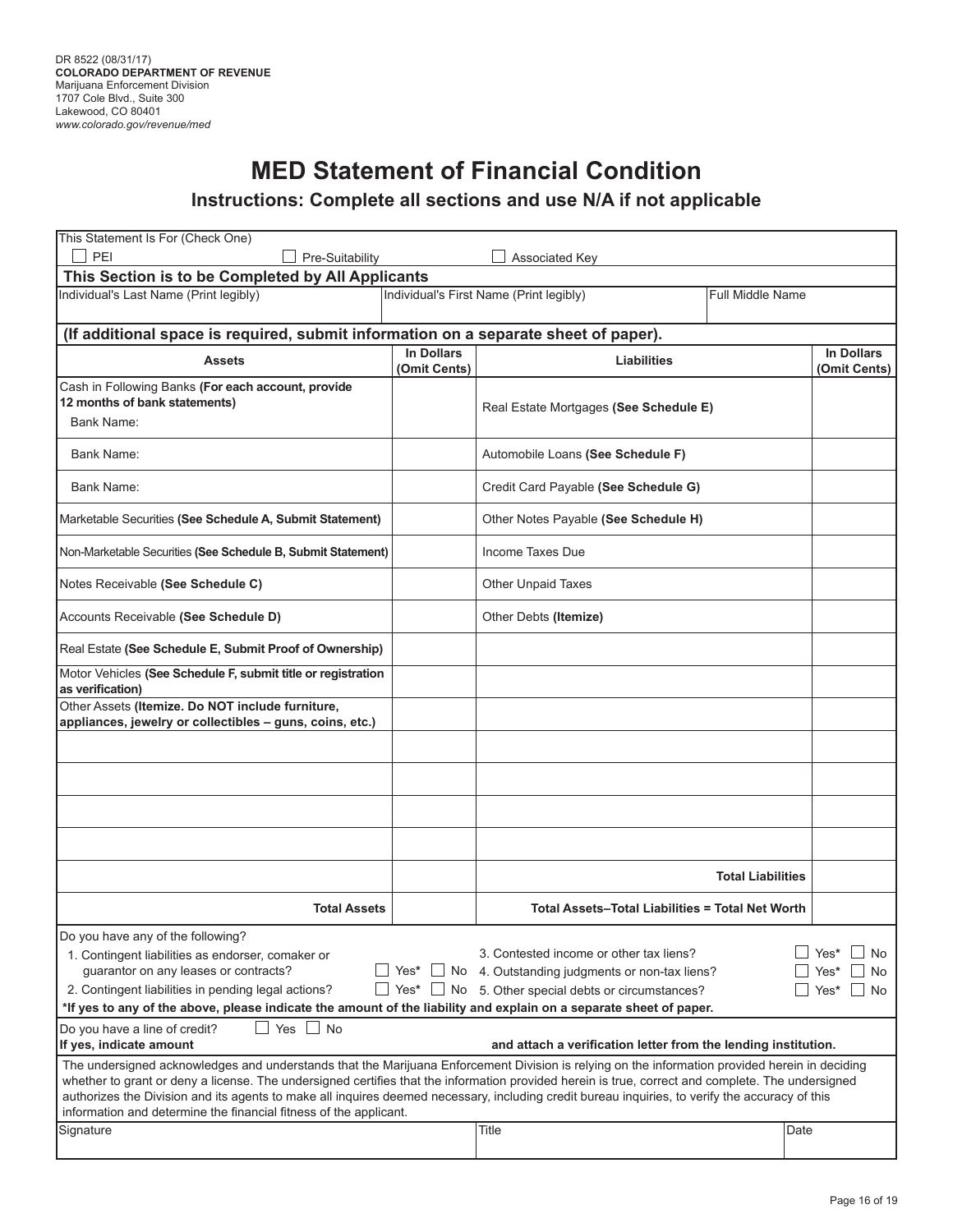DR 8522 (08/31/17)
**COLORADO DEPARTMENT OF REVENUE**
Marijuana Enforcement Division
1707 Cole Blvd., Suite 300
Lakewood, CO 80401
*www.colorado.gov/revenue/med*

# MED Statement of Financial Condition

## Instructions: Complete all sections and use N/A if not applicable

This Statement Is For (Check One)

☐ PEI ☐ Pre-Suitability ☐ Associated Key

**This Section is to be Completed by All Applicants**

| Individual's Last Name (Print legibly) | Individual's First Name (Print legibly) | Full Middle Name |
|---|---|---|
| | | |

**(If additional space is required, submit information on a separate sheet of paper).**

| Assets | In Dollars (Omit Cents) | Liabilities | In Dollars (Omit Cents) |
|---|---|---|---|
| Cash in Following Banks **(For each account, provide 12 months of bank statements)** Bank Name: | | Real Estate Mortgages **(See Schedule E)** | |
| Bank Name: | | Automobile Loans **(See Schedule F)** | |
| Bank Name: | | Credit Card Payable **(See Schedule G)** | |
| Marketable Securities **(See Schedule A, Submit Statement)** | | Other Notes Payable **(See Schedule H)** | |
| Non-Marketable Securities **(See Schedule B, Submit Statement)** | | Income Taxes Due | |
| Notes Receivable **(See Schedule C)** | | Other Unpaid Taxes | |
| Accounts Receivable **(See Schedule D)** | | Other Debts **(Itemize)** | |
| Real Estate **(See Schedule E, Submit Proof of Ownership)** | | | |
| Motor Vehicles **(See Schedule F, submit title or registration as verification)** | | | |
| Other Assets **(Itemize. Do NOT include furniture, appliances, jewelry or collectibles – guns, coins, etc.)** | | | |
| | | | |
| | | | |
| | | | |
| | | | |
| | | **Total Liabilities** | |
| **Total Assets** | | **Total Assets–Total Liabilities = Total Net Worth** | |

Do you have any of the following?

1. Contingent liabilities as endorser, comaker or guarantor on any leases or contracts? ☐ Yes* ☐ No
2. Contingent liabilities in pending legal actions? ☐ Yes* ☐ No
3. Contested income or other tax liens? ☐ Yes* ☐ No
4. Outstanding judgments or non-tax liens? ☐ Yes* ☐ No
5. Other special debts or circumstances? ☐ Yes* ☐ No

**\*If yes to any of the above, please indicate the amount of the liability and explain on a separate sheet of paper.**

Do you have a line of credit? ☐ Yes ☐ No

**If yes, indicate amount** **and attach a verification letter from the lending institution.**

The undersigned acknowledges and understands that the Marijuana Enforcement Division is relying on the information provided herein in deciding whether to grant or deny a license. The undersigned certifies that the information provided herein is true, correct and complete. The undersigned authorizes the Division and its agents to make all inquires deemed necessary, including credit bureau inquiries, to verify the accuracy of this information and determine the financial fitness of the applicant.

| Signature | Title | Date |
|---|---|---|
| | | |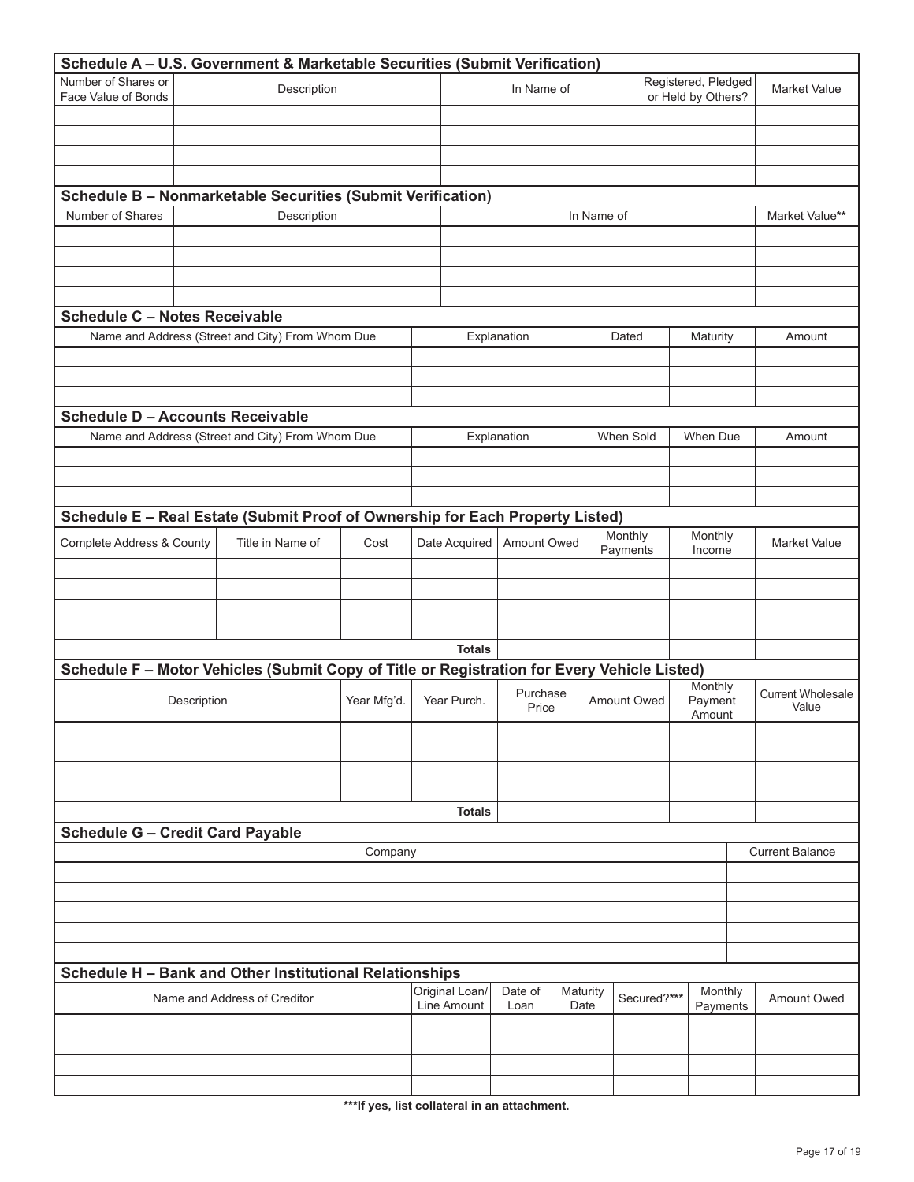## Schedule A – U.S. Government & Marketable Securities (Submit Verification)

| Number of Shares or Face Value of Bonds | Description | In Name of | Registered, Pledged or Held by Others? | Market Value |
|---|---|---|---|---|
| | | | | |
| | | | | |
| | | | | |
| | | | | |

## Schedule B – Nonmarketable Securities (Submit Verification)

| Number of Shares | Description | In Name of | Market Value** |
|---|---|---|---|
| | | | |
| | | | |
| | | | |
| | | | |

## Schedule C – Notes Receivable

| Name and Address (Street and City) From Whom Due | Explanation | Dated | Maturity | Amount |
|---|---|---|---|---|
| | | | | |
| | | | | |
| | | | | |

## Schedule D – Accounts Receivable

| Name and Address (Street and City) From Whom Due | Explanation | When Sold | When Due | Amount |
|---|---|---|---|---|
| | | | | |
| | | | | |
| | | | | |

## Schedule E – Real Estate (Submit Proof of Ownership for Each Property Listed)

| Complete Address & County | Title in Name of | Cost | Date Acquired | Amount Owed | Monthly Payments | Monthly Income | Market Value |
|---|---|---|---|---|---|---|---|
| | | | | | | | |
| | | | | | | | |
| | | | | | | | |
| | | | | | | | |
| | | | **Totals** | | | | |

## Schedule F – Motor Vehicles (Submit Copy of Title or Registration for Every Vehicle Listed)

| Description | Year Mfg'd. | Year Purch. | Purchase Price | Amount Owed | Monthly Payment Amount | Current Wholesale Value |
|---|---|---|---|---|---|---|
| | | | | | | |
| | | | | | | |
| | | | | | | |
| | | | | | | |
| | | **Totals** | | | | |

## Schedule G – Credit Card Payable

| Company | Current Balance |
|---|---|
| | |
| | |
| | |
| | |
| | |

## Schedule H – Bank and Other Institutional Relationships

| Name and Address of Creditor | Original Loan/ Line Amount | Date of Loan | Maturity Date | Secured?*** | Monthly Payments | Amount Owed |
|---|---|---|---|---|---|---|
| | | | | | | |
| | | | | | | |
| | | | | | | |
| | | | | | | |

**\*\*\*If yes, list collateral in an attachment.**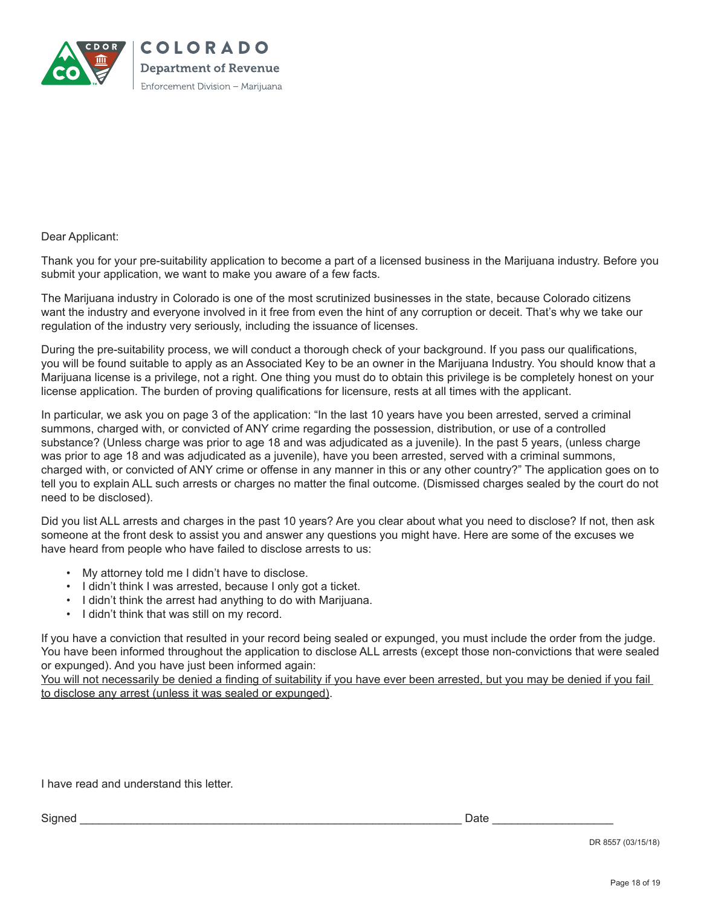COLORADO
Department of Revenue
Enforcement Division – Marijuana

Dear Applicant:

Thank you for your pre-suitability application to become a part of a licensed business in the Marijuana industry. Before you submit your application, we want to make you aware of a few facts.

The Marijuana industry in Colorado is one of the most scrutinized businesses in the state, because Colorado citizens want the industry and everyone involved in it free from even the hint of any corruption or deceit. That's why we take our regulation of the industry very seriously, including the issuance of licenses.

During the pre-suitability process, we will conduct a thorough check of your background. If you pass our qualifications, you will be found suitable to apply as an Associated Key to be an owner in the Marijuana Industry. You should know that a Marijuana license is a privilege, not a right. One thing you must do to obtain this privilege is be completely honest on your license application. The burden of proving qualifications for licensure, rests at all times with the applicant.

In particular, we ask you on page 3 of the application: "In the last 10 years have you been arrested, served a criminal summons, charged with, or convicted of ANY crime regarding the possession, distribution, or use of a controlled substance? (Unless charge was prior to age 18 and was adjudicated as a juvenile). In the past 5 years, (unless charge was prior to age 18 and was adjudicated as a juvenile), have you been arrested, served with a criminal summons, charged with, or convicted of ANY crime or offense in any manner in this or any other country?" The application goes on to tell you to explain ALL such arrests or charges no matter the final outcome. (Dismissed charges sealed by the court do not need to be disclosed).

Did you list ALL arrests and charges in the past 10 years? Are you clear about what you need to disclose? If not, then ask someone at the front desk to assist you and answer any questions you might have. Here are some of the excuses we have heard from people who have failed to disclose arrests to us:

- My attorney told me I didn't have to disclose.
- I didn't think I was arrested, because I only got a ticket.
- I didn't think the arrest had anything to do with Marijuana.
- I didn't think that was still on my record.

If you have a conviction that resulted in your record being sealed or expunged, you must include the order from the judge. You have been informed throughout the application to disclose ALL arrests (except those non-convictions that were sealed or expunged). And you have just been informed again:
<u>You will not necessarily be denied a finding of suitability if you have ever been arrested, but you may be denied if you fail to disclose any arrest (unless it was sealed or expunged)</u>.

I have read and understand this letter.

Signed ____________________________________________________________ Date ___________________

DR 8557 (03/15/18)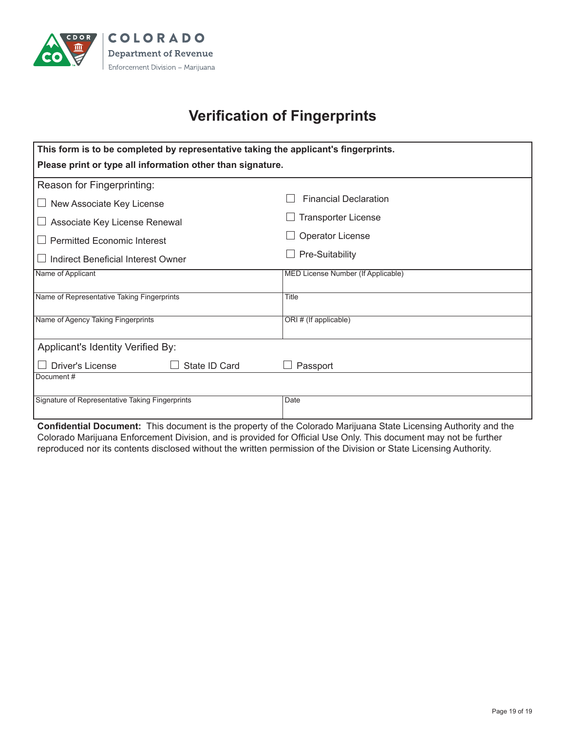COLORADO
Department of Revenue
Enforcement Division – Marijuana

# Verification of Fingerprints

**This form is to be completed by representative taking the applicant's fingerprints.**
**Please print or type all information other than signature.**

Reason for Fingerprinting:

- ☐ New Associate Key License
- ☐ Associate Key License Renewal
- ☐ Permitted Economic Interest
- ☐ Indirect Beneficial Interest Owner
- ☐ Financial Declaration
- ☐ Transporter License
- ☐ Operator License
- ☐ Pre-Suitability

| | |
|---|---|
| Name of Applicant | MED License Number (If Applicable) |
| Name of Representative Taking Fingerprints | Title |
| Name of Agency Taking Fingerprints | ORI # (If applicable) |

Applicant's Identity Verified By:

☐ Driver's License ☐ State ID Card ☐ Passport

| | |
|---|---|
| Document # | |
| Signature of Representative Taking Fingerprints | Date |

**Confidential Document:** This document is the property of the Colorado Marijuana State Licensing Authority and the Colorado Marijuana Enforcement Division, and is provided for Official Use Only. This document may not be further reproduced nor its contents disclosed without the written permission of the Division or State Licensing Authority.